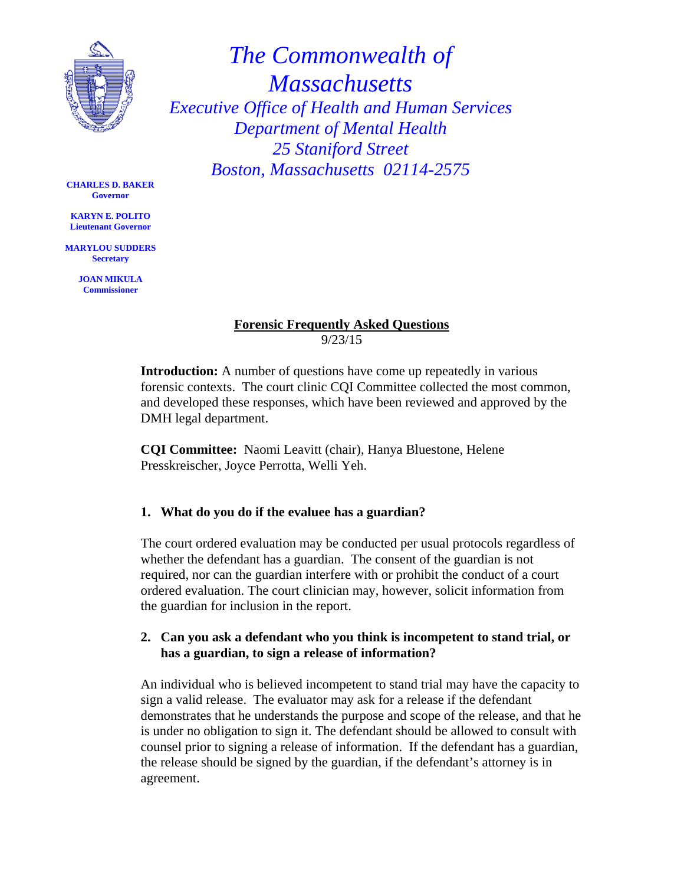# The Commonwealth of Massachusetts

*Executive Office of Health and Human Services*
*Department of Mental Health*
*25 Staniford Street*
*Boston, Massachusetts 02114-2575*

**CHARLES D. BAKER**
**Governor**

**KARYN E. POLITO**
**Lieutenant Governor**

**MARYLOU SUDDERS**
**Secretary**

**JOAN MIKULA**
**Commissioner**

## Forensic Frequently Asked Questions

9/23/15

**Introduction:** A number of questions have come up repeatedly in various forensic contexts. The court clinic CQI Committee collected the most common, and developed these responses, which have been reviewed and approved by the DMH legal department.

**CQI Committee:** Naomi Leavitt (chair), Hanya Bluestone, Helene Presskreischer, Joyce Perrotta, Welli Yeh.

### 1. What do you do if the evaluee has a guardian?

The court ordered evaluation may be conducted per usual protocols regardless of whether the defendant has a guardian. The consent of the guardian is not required, nor can the guardian interfere with or prohibit the conduct of a court ordered evaluation. The court clinician may, however, solicit information from the guardian for inclusion in the report.

### 2. Can you ask a defendant who you think is incompetent to stand trial, or has a guardian, to sign a release of information?

An individual who is believed incompetent to stand trial may have the capacity to sign a valid release. The evaluator may ask for a release if the defendant demonstrates that he understands the purpose and scope of the release, and that he is under no obligation to sign it. The defendant should be allowed to consult with counsel prior to signing a release of information. If the defendant has a guardian, the release should be signed by the guardian, if the defendant's attorney is in agreement.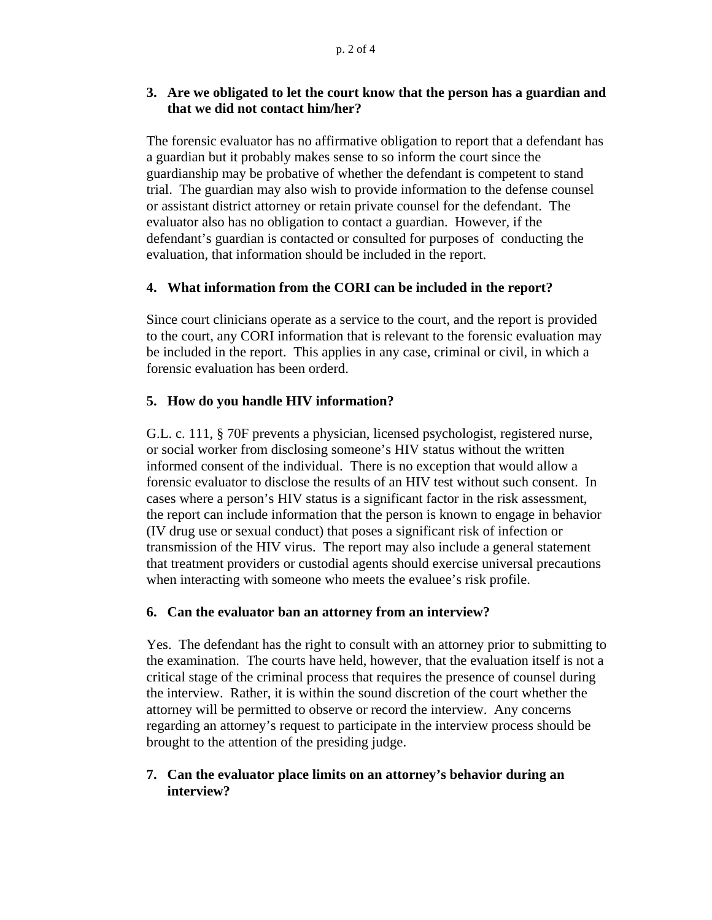3. **Are we obligated to let the court know that the person has a guardian and that we did not contact him/her?**

The forensic evaluator has no affirmative obligation to report that a defendant has a guardian but it probably makes sense to so inform the court since the guardianship may be probative of whether the defendant is competent to stand trial. The guardian may also wish to provide information to the defense counsel or assistant district attorney or retain private counsel for the defendant. The evaluator also has no obligation to contact a guardian. However, if the defendant's guardian is contacted or consulted for purposes of conducting the evaluation, that information should be included in the report.

4. **What information from the CORI can be included in the report?**

Since court clinicians operate as a service to the court, and the report is provided to the court, any CORI information that is relevant to the forensic evaluation may be included in the report. This applies in any case, criminal or civil, in which a forensic evaluation has been orderd.

5. **How do you handle HIV information?**

G.L. c. 111, § 70F prevents a physician, licensed psychologist, registered nurse, or social worker from disclosing someone's HIV status without the written informed consent of the individual. There is no exception that would allow a forensic evaluator to disclose the results of an HIV test without such consent. In cases where a person's HIV status is a significant factor in the risk assessment, the report can include information that the person is known to engage in behavior (IV drug use or sexual conduct) that poses a significant risk of infection or transmission of the HIV virus. The report may also include a general statement that treatment providers or custodial agents should exercise universal precautions when interacting with someone who meets the evaluee's risk profile.

6. **Can the evaluator ban an attorney from an interview?**

Yes. The defendant has the right to consult with an attorney prior to submitting to the examination. The courts have held, however, that the evaluation itself is not a critical stage of the criminal process that requires the presence of counsel during the interview. Rather, it is within the sound discretion of the court whether the attorney will be permitted to observe or record the interview. Any concerns regarding an attorney's request to participate in the interview process should be brought to the attention of the presiding judge.

7. **Can the evaluator place limits on an attorney's behavior during an interview?**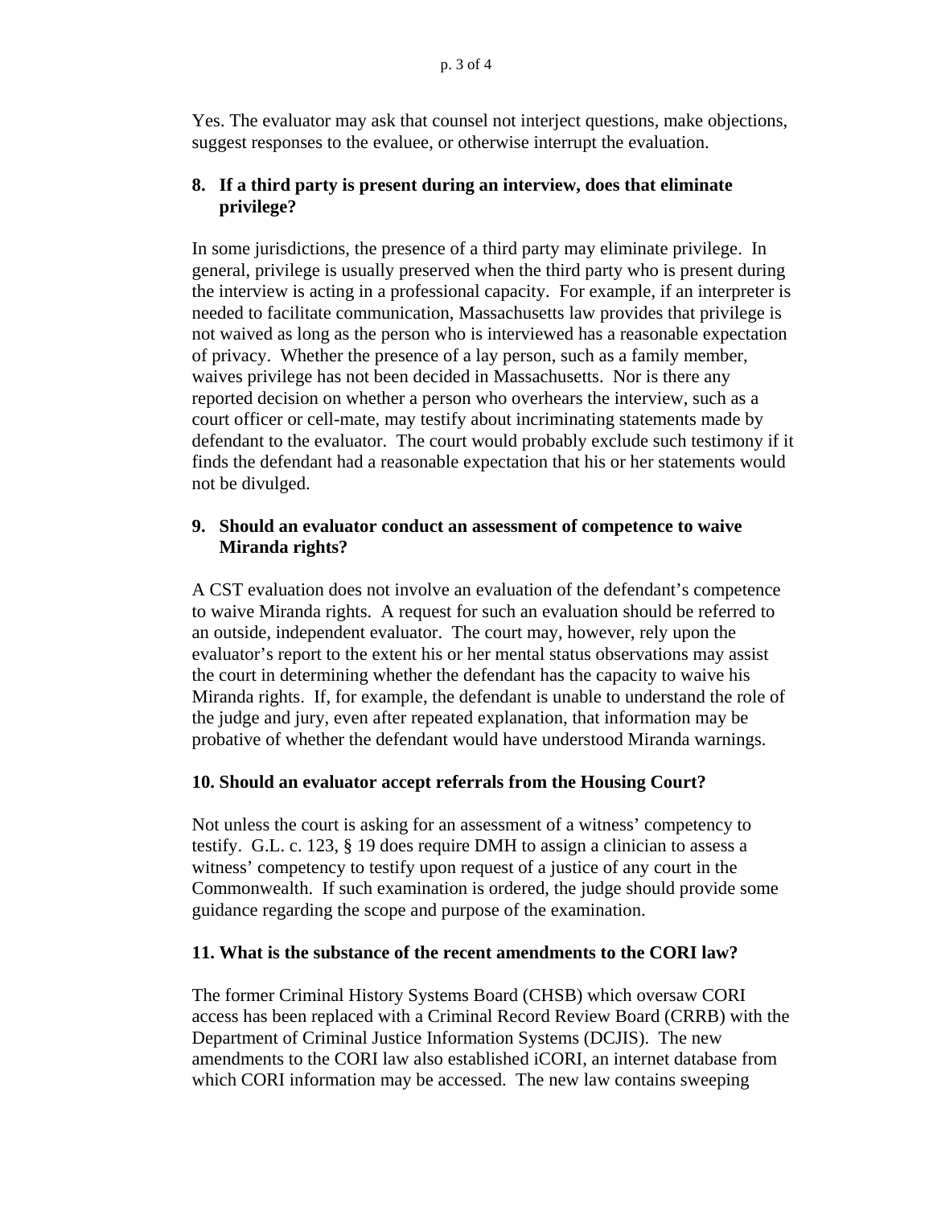Yes. The evaluator may ask that counsel not interject questions, make objections, suggest responses to the evaluee, or otherwise interrupt the evaluation.

**8. If a third party is present during an interview, does that eliminate privilege?**

In some jurisdictions, the presence of a third party may eliminate privilege. In general, privilege is usually preserved when the third party who is present during the interview is acting in a professional capacity. For example, if an interpreter is needed to facilitate communication, Massachusetts law provides that privilege is not waived as long as the person who is interviewed has a reasonable expectation of privacy. Whether the presence of a lay person, such as a family member, waives privilege has not been decided in Massachusetts. Nor is there any reported decision on whether a person who overhears the interview, such as a court officer or cell-mate, may testify about incriminating statements made by defendant to the evaluator. The court would probably exclude such testimony if it finds the defendant had a reasonable expectation that his or her statements would not be divulged.

**9. Should an evaluator conduct an assessment of competence to waive Miranda rights?**

A CST evaluation does not involve an evaluation of the defendant's competence to waive Miranda rights. A request for such an evaluation should be referred to an outside, independent evaluator. The court may, however, rely upon the evaluator's report to the extent his or her mental status observations may assist the court in determining whether the defendant has the capacity to waive his Miranda rights. If, for example, the defendant is unable to understand the role of the judge and jury, even after repeated explanation, that information may be probative of whether the defendant would have understood Miranda warnings.

**10. Should an evaluator accept referrals from the Housing Court?**

Not unless the court is asking for an assessment of a witness' competency to testify. G.L. c. 123, § 19 does require DMH to assign a clinician to assess a witness' competency to testify upon request of a justice of any court in the Commonwealth. If such examination is ordered, the judge should provide some guidance regarding the scope and purpose of the examination.

**11. What is the substance of the recent amendments to the CORI law?**

The former Criminal History Systems Board (CHSB) which oversaw CORI access has been replaced with a Criminal Record Review Board (CRRB) with the Department of Criminal Justice Information Systems (DCJIS). The new amendments to the CORI law also established iCORI, an internet database from which CORI information may be accessed. The new law contains sweeping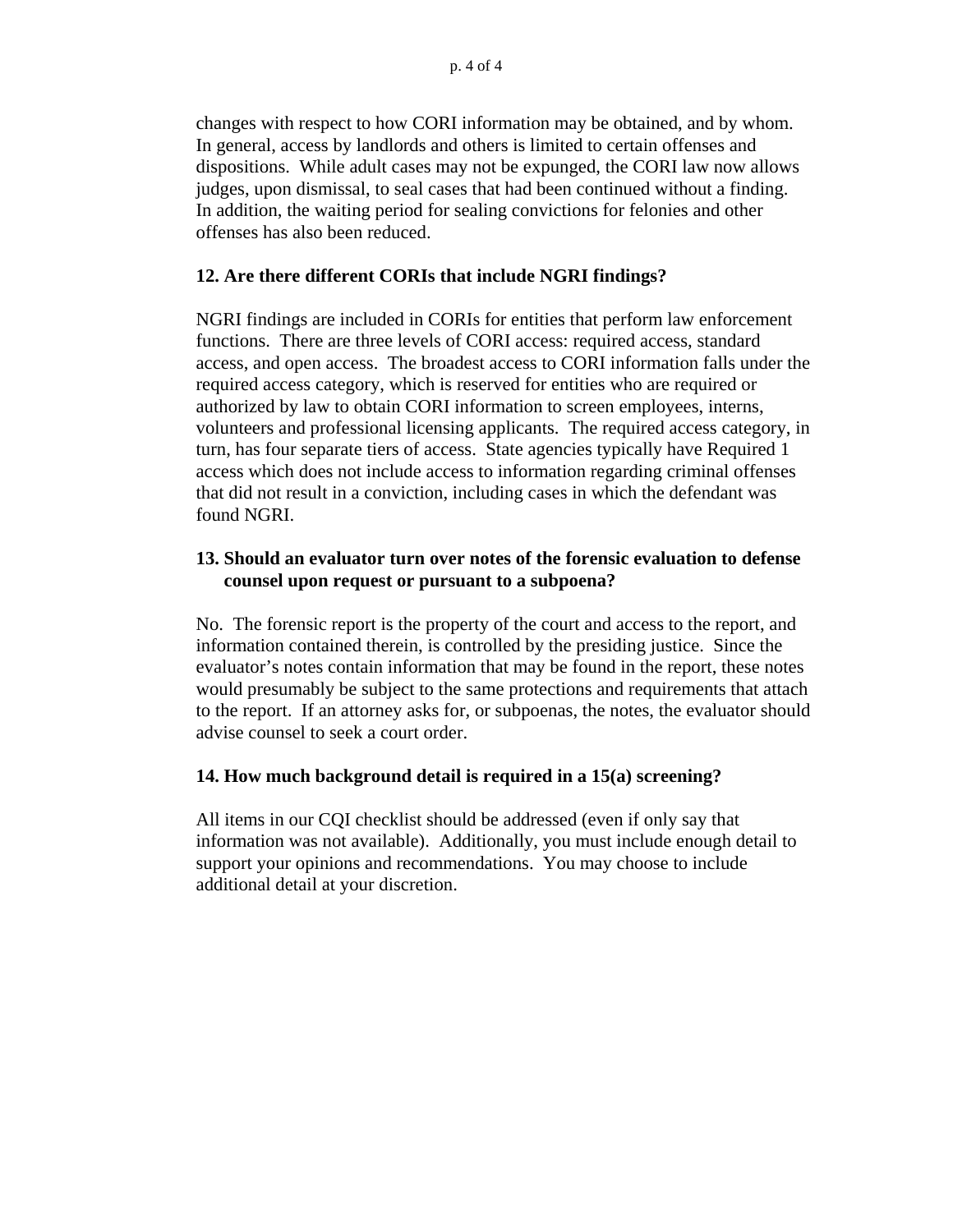changes with respect to how CORI information may be obtained, and by whom. In general, access by landlords and others is limited to certain offenses and dispositions. While adult cases may not be expunged, the CORI law now allows judges, upon dismissal, to seal cases that had been continued without a finding. In addition, the waiting period for sealing convictions for felonies and other offenses has also been reduced.

**12. Are there different CORIs that include NGRI findings?**

NGRI findings are included in CORIs for entities that perform law enforcement functions. There are three levels of CORI access: required access, standard access, and open access. The broadest access to CORI information falls under the required access category, which is reserved for entities who are required or authorized by law to obtain CORI information to screen employees, interns, volunteers and professional licensing applicants. The required access category, in turn, has four separate tiers of access. State agencies typically have Required 1 access which does not include access to information regarding criminal offenses that did not result in a conviction, including cases in which the defendant was found NGRI.

**13. Should an evaluator turn over notes of the forensic evaluation to defense counsel upon request or pursuant to a subpoena?**

No. The forensic report is the property of the court and access to the report, and information contained therein, is controlled by the presiding justice. Since the evaluator's notes contain information that may be found in the report, these notes would presumably be subject to the same protections and requirements that attach to the report. If an attorney asks for, or subpoenas, the notes, the evaluator should advise counsel to seek a court order.

**14. How much background detail is required in a 15(a) screening?**

All items in our CQI checklist should be addressed (even if only say that information was not available). Additionally, you must include enough detail to support your opinions and recommendations. You may choose to include additional detail at your discretion.